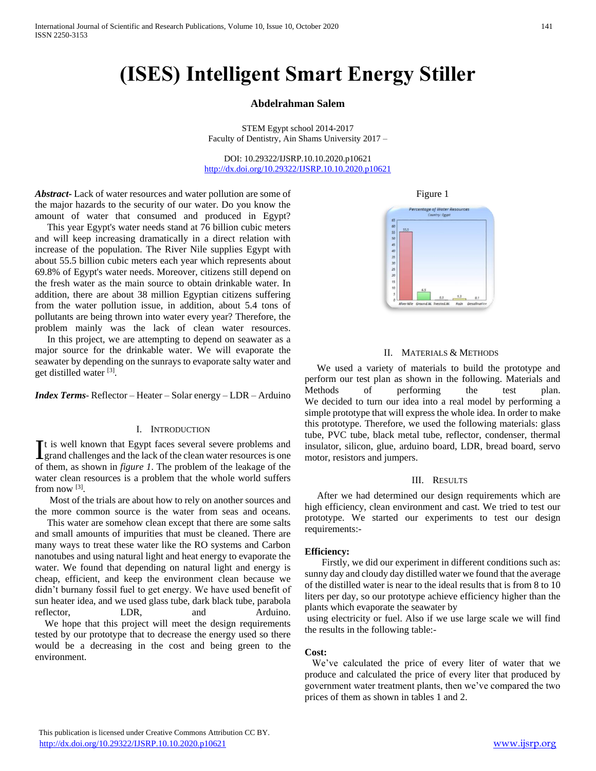# (ISES) Intelligent Smart Energy Stiller

**Abdelrahman Salem**

STEM Egypt school 2014-2017
Faculty of Dentistry, Ain Shams University 2017 –

DOI: 10.29322/IJSRP.10.10.2020.p10621
http://dx.doi.org/10.29322/IJSRP.10.10.2020.p10621

***Abstract***- Lack of water resources and water pollution are some of the major hazards to the security of our water. Do you know the amount of water that consumed and produced in Egypt?

This year Egypt's water needs stand at 76 billion cubic meters and will keep increasing dramatically in a direct relation with increase of the population. The River Nile supplies Egypt with about 55.5 billion cubic meters each year which represents about 69.8% of Egypt's water needs. Moreover, citizens still depend on the fresh water as the main source to obtain drinkable water. In addition, there are about 38 million Egyptian citizens suffering from the water pollution issue, in addition, about 5.4 tons of pollutants are being thrown into water every year? Therefore, the problem mainly was the lack of clean water resources.

In this project, we are attempting to depend on seawater as a major source for the drinkable water. We will evaporate the seawater by depending on the sunrays to evaporate salty water and get distilled water [3].

***Index Terms***- Reflector – Heater – Solar energy – LDR – Arduino

## I. Introduction

It is well known that Egypt faces several severe problems and grand challenges and the lack of the clean water resources is one of them, as shown in *figure 1*. The problem of the leakage of the water clean resources is a problem that the whole world suffers from now [3].

Most of the trials are about how to rely on another sources and the more common source is the water from seas and oceans.

This water are somehow clean except that there are some salts and small amounts of impurities that must be cleaned. There are many ways to treat these water like the RO systems and Carbon nanotubes and using natural light and heat energy to evaporate the water. We found that depending on natural light and energy is cheap, efficient, and keep the environment clean because we didn't burnany fossil fuel to get energy. We have used benefit of sun heater idea, and we used glass tube, dark black tube, parabola reflector, LDR, and Arduino.

We hope that this project will meet the design requirements tested by our prototype that to decrease the energy used so there would be a decreasing in the cost and being green to the environment.

Figure 1

## II. Materials & Methods

We used a variety of materials to build the prototype and perform our test plan as shown in the following. Materials and Methods of performing the test plan. We decided to turn our idea into a real model by performing a simple prototype that will express the whole idea. In order to make this prototype. Therefore, we used the following materials: glass tube, PVC tube, black metal tube, reflector, condenser, thermal insulator, silicon, glue, arduino board, LDR, bread board, servo motor, resistors and jumpers.

## III. Results

After we had determined our design requirements which are high efficiency, clean environment and cast. We tried to test our prototype. We started our experiments to test our design requirements:-

**Efficiency:**

Firstly, we did our experiment in different conditions such as: sunny day and cloudy day distilled water we found that the average of the distilled water is near to the ideal results that is from 8 to 10 liters per day, so our prototype achieve efficiency higher than the plants which evaporate the seawater by

using electricity or fuel. Also if we use large scale we will find the results in the following table:-

**Cost:**

We've calculated the price of every liter of water that we produce and calculated the price of every liter that produced by government water treatment plants, then we've compared the two prices of them as shown in tables 1 and 2.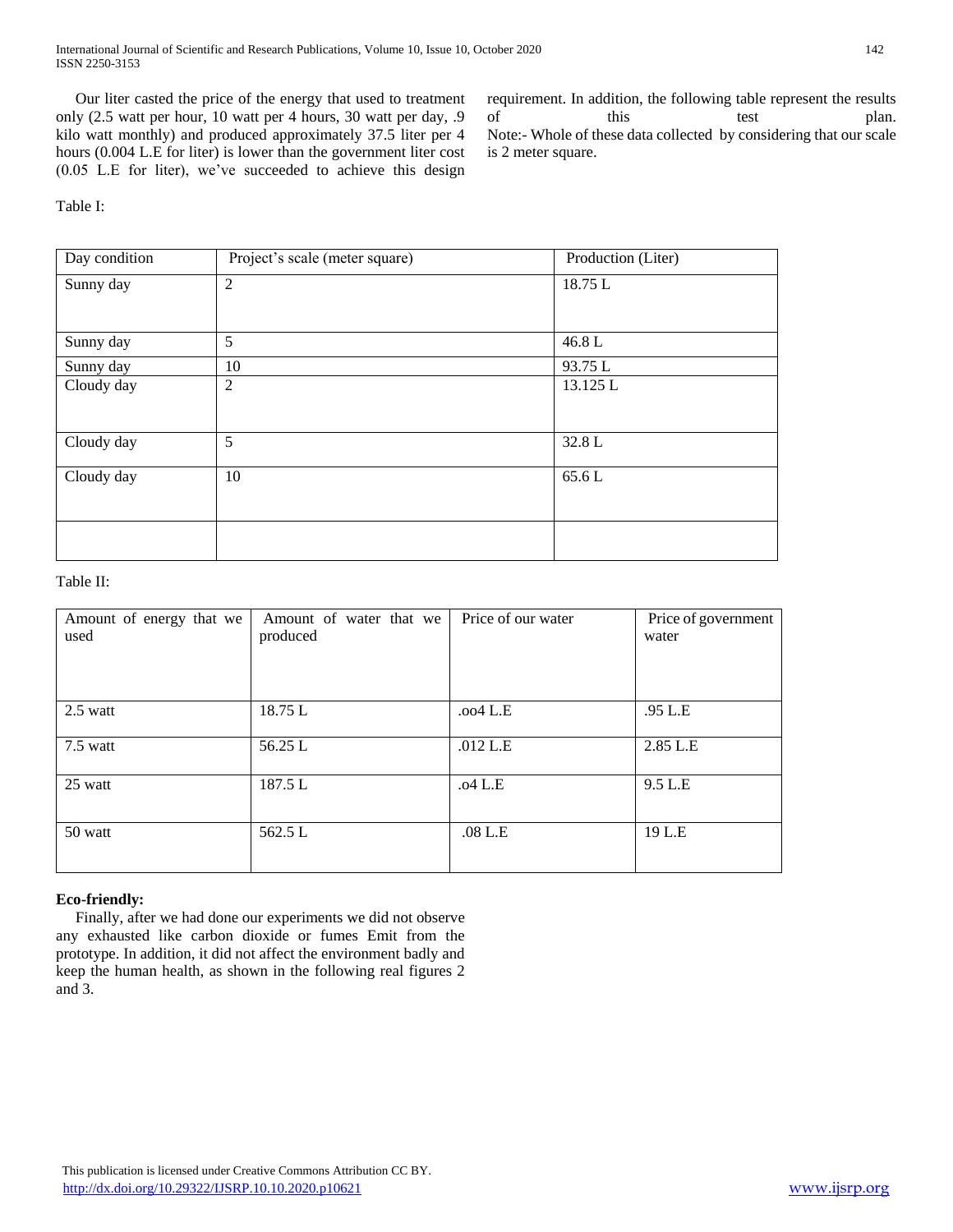Our liter casted the price of the energy that used to treatment only (2.5 watt per hour, 10 watt per 4 hours, 30 watt per day, .9 kilo watt monthly) and produced approximately 37.5 liter per 4 hours (0.004 L.E for liter) is lower than the government liter cost (0.05 L.E for liter), we've succeeded to achieve this design requirement. In addition, the following table represent the results of this test plan.

Note:- Whole of these data collected by considering that our scale is 2 meter square.

Table I:

| Day condition | Project's scale (meter square) | Production (Liter) |
|---|---|---|
| Sunny day | 2 | 18.75 L |
| Sunny day | 5 | 46.8 L |
| Sunny day | 10 | 93.75 L |
| Cloudy day | 2 | 13.125 L |
| Cloudy day | 5 | 32.8 L |
| Cloudy day | 10 | 65.6 L |
| | | |

Table II:

| Amount of energy that we used | Amount of water that we produced | Price of our water | Price of government water |
|---|---|---|---|
| 2.5 watt | 18.75 L | .oo4 L.E | .95 L.E |
| 7.5 watt | 56.25 L | .012 L.E | 2.85 L.E |
| 25 watt | 187.5 L | .o4 L.E | 9.5 L.E |
| 50 watt | 562.5 L | .08 L.E | 19 L.E |

**Eco-friendly:**

Finally, after we had done our experiments we did not observe any exhausted like carbon dioxide or fumes Emit from the prototype. In addition, it did not affect the environment badly and keep the human health, as shown in the following real figures 2 and 3.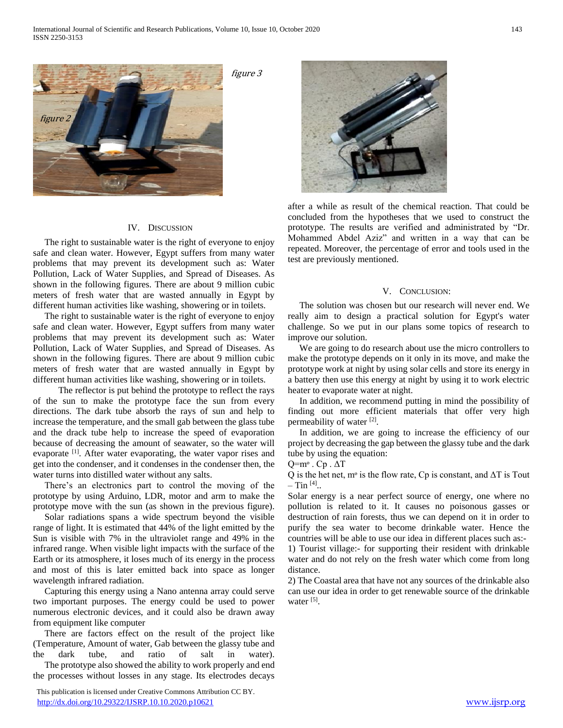figure 3

figure 2

## IV. Discussion

The right to sustainable water is the right of everyone to enjoy safe and clean water. However, Egypt suffers from many water problems that may prevent its development such as: Water Pollution, Lack of Water Supplies, and Spread of Diseases. As shown in the following figures. There are about 9 million cubic meters of fresh water that are wasted annually in Egypt by different human activities like washing, showering or in toilets.

The right to sustainable water is the right of everyone to enjoy safe and clean water. However, Egypt suffers from many water problems that may prevent its development such as: Water Pollution, Lack of Water Supplies, and Spread of Diseases. As shown in the following figures. There are about 9 million cubic meters of fresh water that are wasted annually in Egypt by different human activities like washing, showering or in toilets.

The reflector is put behind the prototype to reflect the rays of the sun to make the prototype face the sun from every directions. The dark tube absorb the rays of sun and help to increase the temperature, and the small gab between the glass tube and the drack tube help to increase the speed of evaporation because of decreasing the amount of seawater, so the water will evaporate [1]. After water evaporating, the water vapor rises and get into the condenser, and it condenses in the condenser then, the water turns into distilled water without any salts.

There's an electronics part to control the moving of the prototype by using Arduino, LDR, motor and arm to make the prototype move with the sun (as shown in the previous figure).

Solar radiations spans a wide spectrum beyond the visible range of light. It is estimated that 44% of the light emitted by the Sun is visible with 7% in the ultraviolet range and 49% in the infrared range. When visible light impacts with the surface of the Earth or its atmosphere, it loses much of its energy in the process and most of this is later emitted back into space as longer wavelength infrared radiation.

Capturing this energy using a Nano antenna array could serve two important purposes. The energy could be used to power numerous electronic devices, and it could also be drawn away from equipment like computer

There are factors effect on the result of the project like (Temperature, Amount of water, Gab between the glassy tube and the dark tube, and ratio of salt in water).

The prototype also showed the ability to work properly and end the processes without losses in any stage. Its electrodes decays after a while as result of the chemical reaction. That could be concluded from the hypotheses that we used to construct the prototype. The results are verified and administrated by "Dr. Mohammed Abdel Aziz" and written in a way that can be repeated. Moreover, the percentage of error and tools used in the test are previously mentioned.

## V. Conclusion:

The solution was chosen but our research will never end. We really aim to design a practical solution for Egypt's water challenge. So we put in our plans some topics of research to improve our solution.

We are going to do research about use the micro controllers to make the prototype depends on it only in its move, and make the prototype work at night by using solar cells and store its energy in a battery then use this energy at night by using it to work electric heater to evaporate water at night.

In addition, we recommend putting in mind the possibility of finding out more efficient materials that offer very high permeability of water [2].

In addition, we are going to increase the efficiency of our project by decreasing the gap between the glassy tube and the dark tube by using the equation:

$Q=m^{o} . Cp . \Delta T$

Q is the het net, $m^{o}$ is the flow rate, Cp is constant, and $\Delta T$ is Tout – Tin [4]..

Solar energy is a near perfect source of energy, one where no pollution is related to it. It causes no poisonous gasses or destruction of rain forests, thus we can depend on it in order to purify the sea water to become drinkable water. Hence the countries will be able to use our idea in different places such as:-

1) Tourist village:- for supporting their resident with drinkable water and do not rely on the fresh water which come from long distance.

2) The Coastal area that have not any sources of the drinkable also can use our idea in order to get renewable source of the drinkable water [5].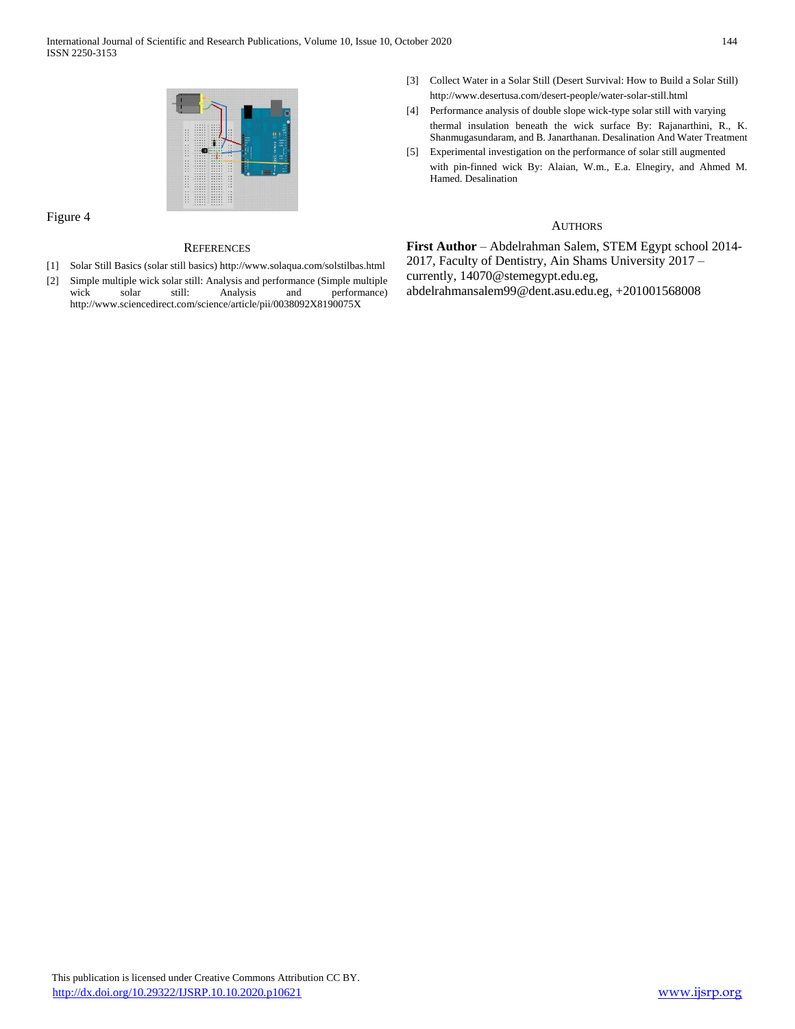Figure 4

## REFERENCES

[1] Solar Still Basics (solar still basics) http://www.solaqua.com/solstilbas.html

[2] Simple multiple wick solar still: Analysis and performance (Simple multiple wick solar still: Analysis and performance) http://www.sciencedirect.com/science/article/pii/0038092X8190075X

[3] Collect Water in a Solar Still (Desert Survival: How to Build a Solar Still) http://www.desertusa.com/desert-people/water-solar-still.html

[4] Performance analysis of double slope wick-type solar still with varying thermal insulation beneath the wick surface By: Rajanarthini, R., K. Shanmugasundaram, and B. Janarthanan. Desalination And Water Treatment

[5] Experimental investigation on the performance of solar still augmented with pin-finned wick By: Alaian, W.m., E.a. Elnegiry, and Ahmed M. Hamed. Desalination

## AUTHORS

**First Author** – Abdelrahman Salem, STEM Egypt school 2014-2017, Faculty of Dentistry, Ain Shams University 2017 – currently, 14070@stemegypt.edu.eg, abdelrahmansalem99@dent.asu.edu.eg, +201001568008